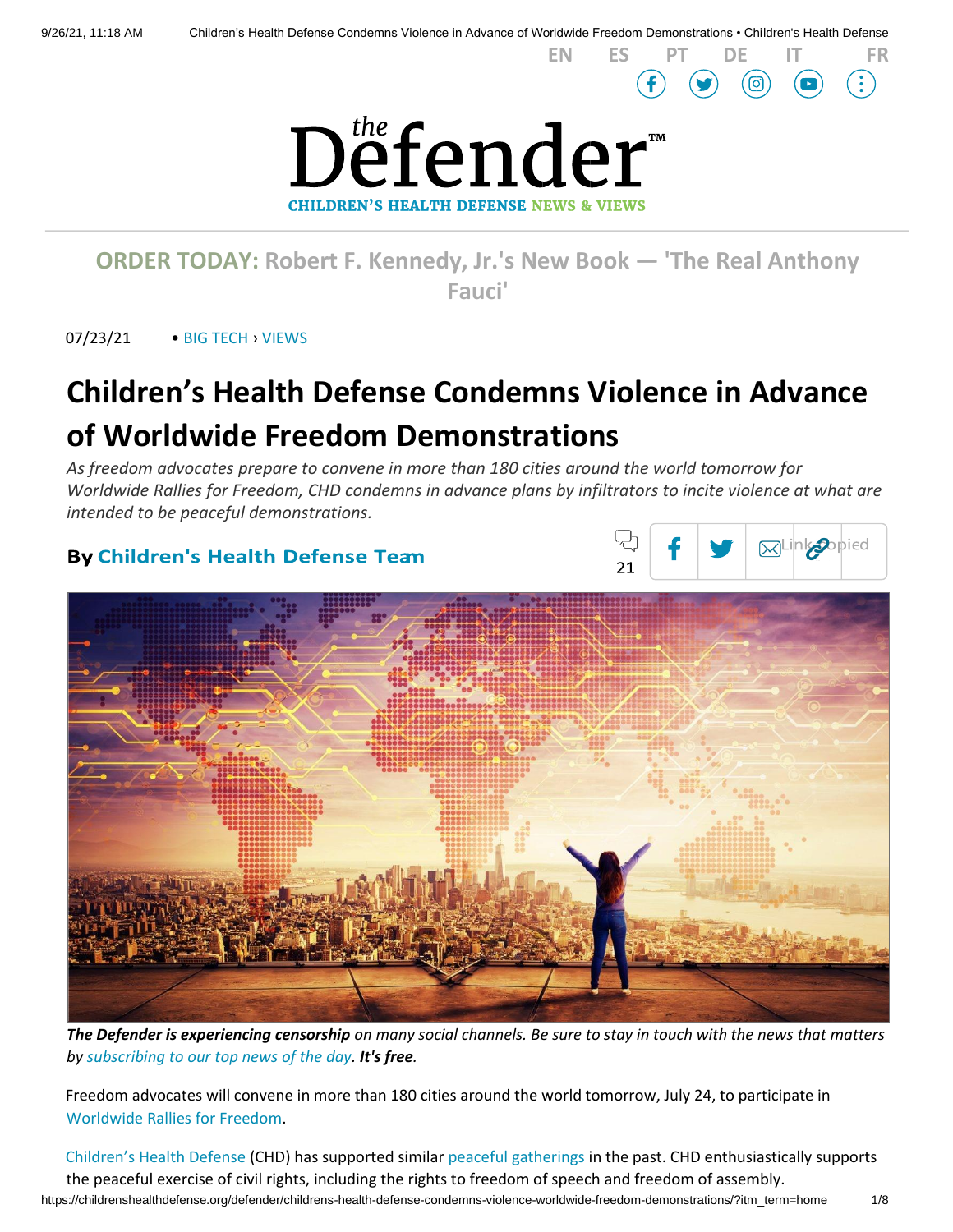EN ES PT DE IT FR

the Defender™

CHILDREN'S HEALTH DEFENSE NEWS & VIEWS

**ORDER TODAY: Robert F. Kennedy, Jr.'s New Book — 'The Real Anthony Fauci'**

07/23/21 • BIG TECH › VIEWS

# Children's Health Defense Condemns Violence in Advance of Worldwide Freedom Demonstrations

*As freedom advocates prepare to convene in more than 180 cities around the world tomorrow for Worldwide Rallies for Freedom, CHD condemns in advance plans by infiltrators to incite violence at what are intended to be peaceful demonstrations.*

**By Children's Health Defense Team**

21

Link copied

***The Defender is experiencing censorship** on many social channels. Be sure to stay in touch with the news that matters by subscribing to our top news of the day. **It's free.***

Freedom advocates will convene in more than 180 cities around the world tomorrow, July 24, to participate in Worldwide Rallies for Freedom.

Children's Health Defense (CHD) has supported similar peaceful gatherings in the past. CHD enthusiastically supports the peaceful exercise of civil rights, including the rights to freedom of speech and freedom of assembly.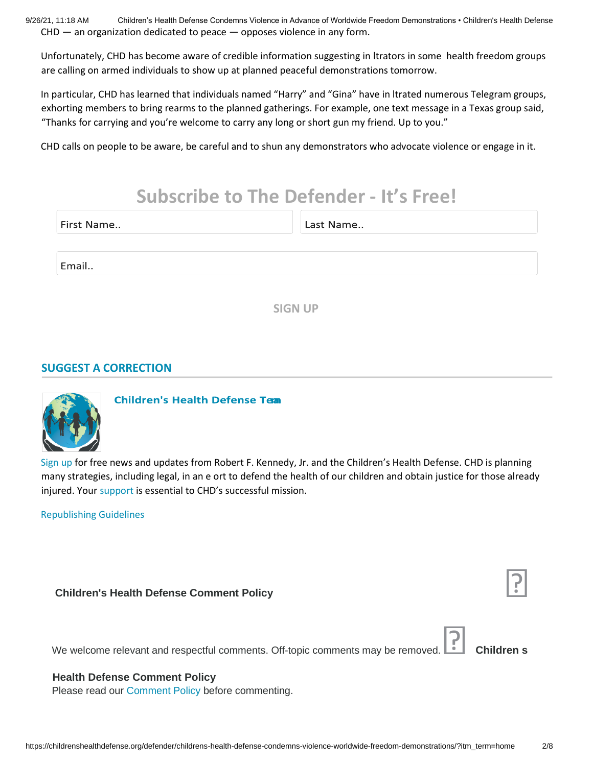CHD — an organization dedicated to peace — opposes violence in any form.

Unfortunately, CHD has become aware of credible information suggesting in ltrators in some health freedom groups are calling on armed individuals to show up at planned peaceful demonstrations tomorrow.

In particular, CHD has learned that individuals named "Harry" and "Gina" have in ltrated numerous Telegram groups, exhorting members to bring rearms to the planned gatherings. For example, one text message in a Texas group said, "Thanks for carrying and you're welcome to carry any long or short gun my friend. Up to you."

CHD calls on people to be aware, be careful and to shun any demonstrators who advocate violence or engage in it.

## Subscribe to The Defender - It's Free!

First Name..

Last Name..

Email..

SIGN UP

**SUGGEST A CORRECTION**

**Children's Health Defense Team**

Sign up for free news and updates from Robert F. Kennedy, Jr. and the Children's Health Defense. CHD is planning many strategies, including legal, in an e ort to defend the health of our children and obtain justice for those already injured. Your support is essential to CHD's successful mission.

Republishing Guidelines

**Children's Health Defense Comment Policy**

We welcome relevant and respectful comments. Off-topic comments may be removed. **Children s Health Defense Comment Policy**

Please read our Comment Policy before commenting.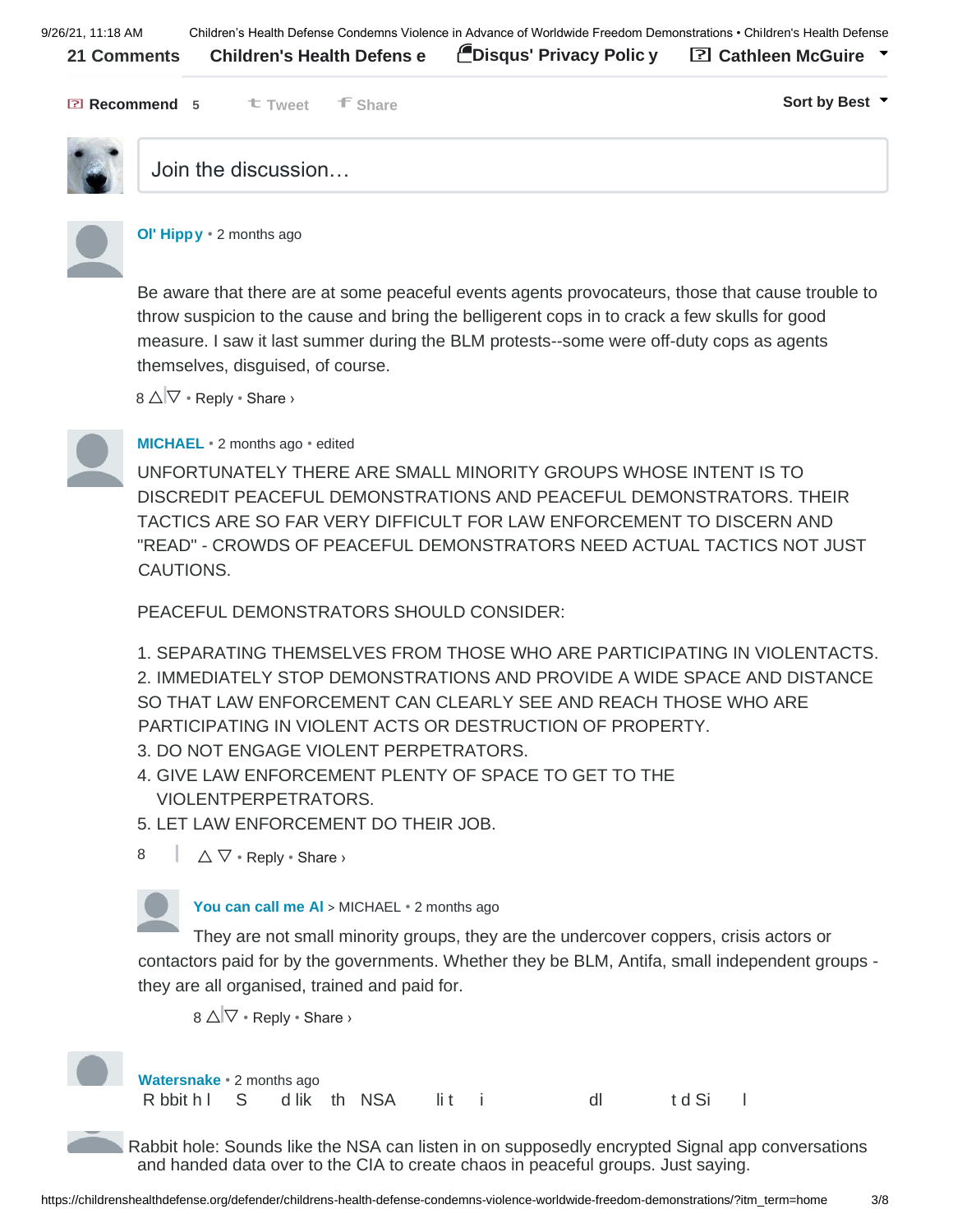**21 Comments** **Children's Health Defense** **Disqus' Privacy Policy** **Cathleen McGuire**

**Recommend** 5 Tweet Share **Sort by Best**

Join the discussion…

**Ol' Hippy** • 2 months ago

Be aware that there are at some peaceful events agents provocateurs, those that cause trouble to throw suspicion to the cause and bring the belligerent cops in to crack a few skulls for good measure. I saw it last summer during the BLM protests--some were off-duty cops as agents themselves, disguised, of course.

8 △ ▽ • Reply • Share ›

**MICHAEL** • 2 months ago • edited

UNFORTUNATELY THERE ARE SMALL MINORITY GROUPS WHOSE INTENT IS TO DISCREDIT PEACEFUL DEMONSTRATIONS AND PEACEFUL DEMONSTRATORS. THEIR TACTICS ARE SO FAR VERY DIFFICULT FOR LAW ENFORCEMENT TO DISCERN AND "READ" - CROWDS OF PEACEFUL DEMONSTRATORS NEED ACTUAL TACTICS NOT JUST CAUTIONS.

PEACEFUL DEMONSTRATORS SHOULD CONSIDER:

1. SEPARATING THEMSELVES FROM THOSE WHO ARE PARTICIPATING IN VIOLENTACTS.
2. IMMEDIATELY STOP DEMONSTRATIONS AND PROVIDE A WIDE SPACE AND DISTANCE SO THAT LAW ENFORCEMENT CAN CLEARLY SEE AND REACH THOSE WHO ARE PARTICIPATING IN VIOLENT ACTS OR DESTRUCTION OF PROPERTY.
3. DO NOT ENGAGE VIOLENT PERPETRATORS.
4. GIVE LAW ENFORCEMENT PLENTY OF SPACE TO GET TO THE VIOLENTPERPETRATORS.
5. LET LAW ENFORCEMENT DO THEIR JOB.

8 △ ▽ • Reply • Share ›

**You can call me Al** > MICHAEL • 2 months ago

They are not small minority groups, they are the undercover coppers, crisis actors or contactors paid for by the governments. Whether they be BLM, Antifa, small independent groups - they are all organised, trained and paid for.

8 △ ▽ • Reply • Share ›

**Watersnake** • 2 months ago

Rabbit hole: Sounds like the NSA can listen in on supposedly encrypted Signal app conversations and handed data over to the CIA to create chaos in peaceful groups. Just saying.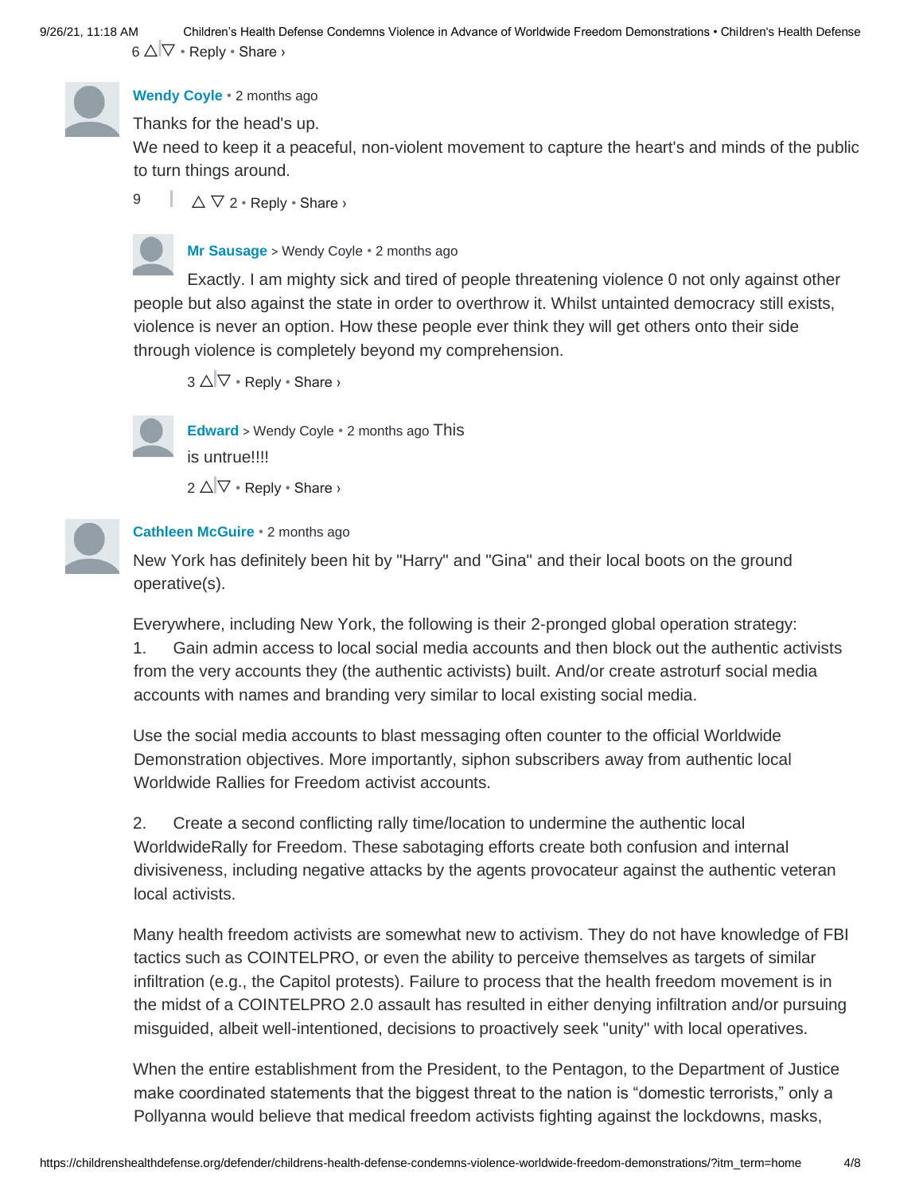6 △|▽ • Reply • Share ›

**Wendy Coyle** • 2 months ago

Thanks for the head's up.
We need to keep it a peaceful, non-violent movement to capture the heart's and minds of the public to turn things around.

9 △ ▽ 2 • Reply • Share ›

**Mr Sausage** > Wendy Coyle • 2 months ago

Exactly. I am mighty sick and tired of people threatening violence 0 not only against other people but also against the state in order to overthrow it. Whilst untainted democracy still exists, violence is never an option. How these people ever think they will get others onto their side through violence is completely beyond my comprehension.

3 △|▽ • Reply • Share ›

**Edward** > Wendy Coyle • 2 months ago This is untrue!!!!

2 △|▽ • Reply • Share ›

**Cathleen McGuire** • 2 months ago

New York has definitely been hit by "Harry" and "Gina" and their local boots on the ground operative(s).

Everywhere, including New York, the following is their 2-pronged global operation strategy:

1. Gain admin access to local social media accounts and then block out the authentic activists from the very accounts they (the authentic activists) built. And/or create astroturf social media accounts with names and branding very similar to local existing social media.

Use the social media accounts to blast messaging often counter to the official Worldwide Demonstration objectives. More importantly, siphon subscribers away from authentic local Worldwide Rallies for Freedom activist accounts.

2. Create a second conflicting rally time/location to undermine the authentic local WorldwideRally for Freedom. These sabotaging efforts create both confusion and internal divisiveness, including negative attacks by the agents provocateur against the authentic veteran local activists.

Many health freedom activists are somewhat new to activism. They do not have knowledge of FBI tactics such as COINTELPRO, or even the ability to perceive themselves as targets of similar infiltration (e.g., the Capitol protests). Failure to process that the health freedom movement is in the midst of a COINTELPRO 2.0 assault has resulted in either denying infiltration and/or pursuing misguided, albeit well-intentioned, decisions to proactively seek "unity" with local operatives.

When the entire establishment from the President, to the Pentagon, to the Department of Justice make coordinated statements that the biggest threat to the nation is "domestic terrorists," only a Pollyanna would believe that medical freedom activists fighting against the lockdowns, masks,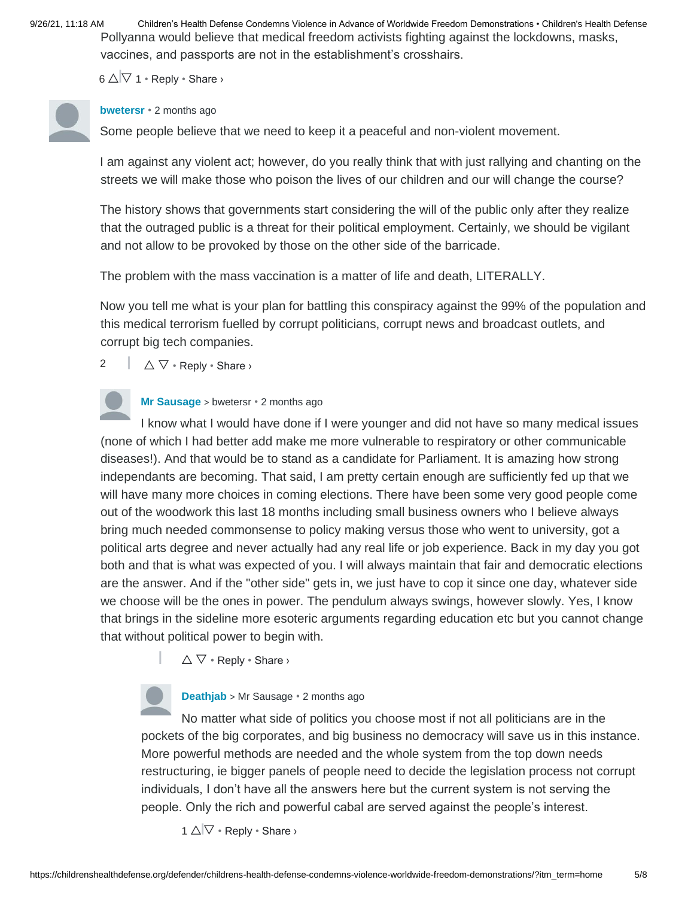Pollyanna would believe that medical freedom activists fighting against the lockdowns, masks, vaccines, and passports are not in the establishment's crosshairs.

6 △ ▽ 1 • Reply • Share ›

**bwetersr** • 2 months ago

Some people believe that we need to keep it a peaceful and non-violent movement.

I am against any violent act; however, do you really think that with just rallying and chanting on the streets we will make those who poison the lives of our children and our will change the course?

The history shows that governments start considering the will of the public only after they realize that the outraged public is a threat for their political employment. Certainly, we should be vigilant and not allow to be provoked by those on the other side of the barricade.

The problem with the mass vaccination is a matter of life and death, LITERALLY.

Now you tell me what is your plan for battling this conspiracy against the 99% of the population and this medical terrorism fuelled by corrupt politicians, corrupt news and broadcast outlets, and corrupt big tech companies.

2 △ ▽ • Reply • Share ›

**Mr Sausage** > bwetersr • 2 months ago

I know what I would have done if I were younger and did not have so many medical issues (none of which I had better add make me more vulnerable to respiratory or other communicable diseases!). And that would be to stand as a candidate for Parliament. It is amazing how strong independants are becoming. That said, I am pretty certain enough are sufficiently fed up that we will have many more choices in coming elections. There have been some very good people come out of the woodwork this last 18 months including small business owners who I believe always bring much needed commonsense to policy making versus those who went to university, got a political arts degree and never actually had any real life or job experience. Back in my day you got both and that is what was expected of you. I will always maintain that fair and democratic elections are the answer. And if the "other side" gets in, we just have to cop it since one day, whatever side we choose will be the ones in power. The pendulum always swings, however slowly. Yes, I know that brings in the sideline more esoteric arguments regarding education etc but you cannot change that without political power to begin with.

△ ▽ • Reply • Share ›

**Deathjab** > Mr Sausage • 2 months ago

No matter what side of politics you choose most if not all politicians are in the pockets of the big corporates, and big business no democracy will save us in this instance. More powerful methods are needed and the whole system from the top down needs restructuring, ie bigger panels of people need to decide the legislation process not corrupt individuals, I don't have all the answers here but the current system is not serving the people. Only the rich and powerful cabal are served against the people's interest.

1 △ ▽ • Reply • Share ›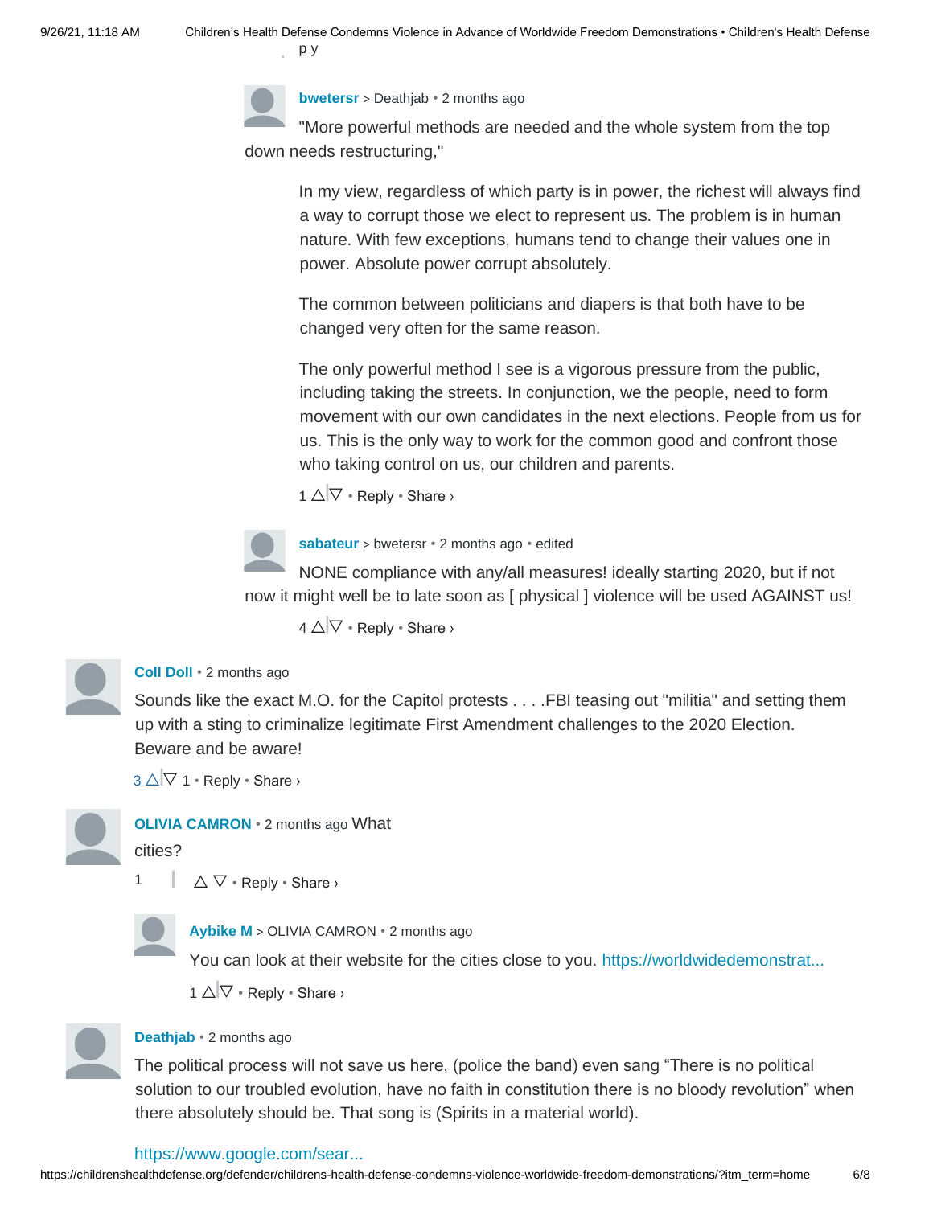p y

**bwetersr** > Deathjab • 2 months ago

"More powerful methods are needed and the whole system from the top down needs restructuring,"

In my view, regardless of which party is in power, the richest will always find a way to corrupt those we elect to represent us. The problem is in human nature. With few exceptions, humans tend to change their values one in power. Absolute power corrupt absolutely.

The common between politicians and diapers is that both have to be changed very often for the same reason.

The only powerful method I see is a vigorous pressure from the public, including taking the streets. In conjunction, we the people, need to form movement with our own candidates in the next elections. People from us for us. This is the only way to work for the common good and confront those who taking control on us, our children and parents.

1 △|▽ • Reply • Share ›

**sabateur** > bwetersr • 2 months ago • edited

NONE compliance with any/all measures! ideally starting 2020, but if not now it might well be to late soon as [ physical ] violence will be used AGAINST us!

4 △|▽ • Reply • Share ›

**Coll Doll** • 2 months ago

Sounds like the exact M.O. for the Capitol protests . . . .FBI teasing out "militia" and setting them up with a sting to criminalize legitimate First Amendment challenges to the 2020 Election. Beware and be aware!

3 △|▽ 1 • Reply • Share ›

**OLIVIA CAMRON** • 2 months ago What cities?

1 | △ ▽ • Reply • Share ›

**Aybike M** > OLIVIA CAMRON • 2 months ago

You can look at their website for the cities close to you. https://worldwidedemonstrat...

1 △|▽ • Reply • Share ›

**Deathjab** • 2 months ago

The political process will not save us here, (police the band) even sang "There is no political solution to our troubled evolution, have no faith in constitution there is no bloody revolution" when there absolutely should be. That song is (Spirits in a material world).

https://www.google.com/sear...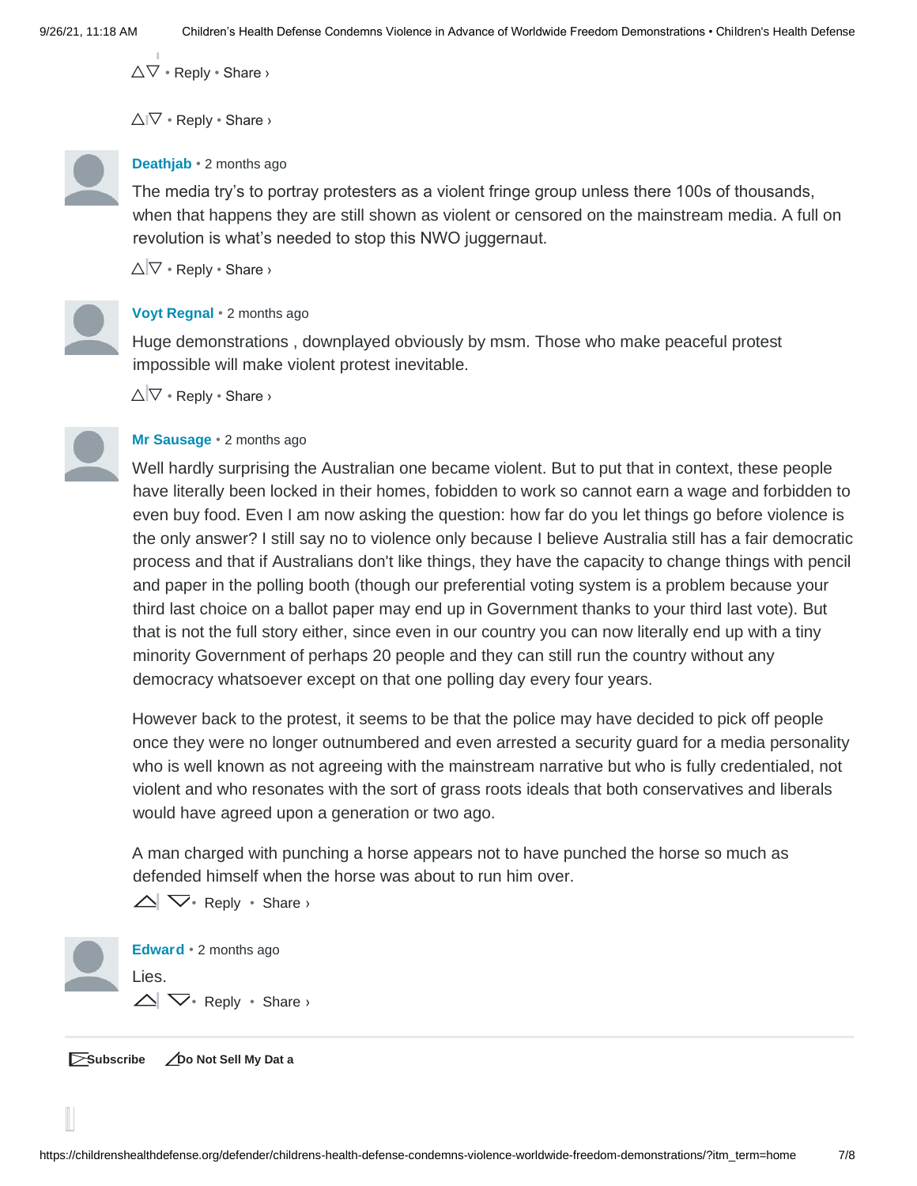△▽ • Reply • Share ›

△▽ • Reply • Share ›

**Deathjab** • 2 months ago

The media try's to portray protesters as a violent fringe group unless there 100s of thousands, when that happens they are still shown as violent or censored on the mainstream media. A full on revolution is what's needed to stop this NWO juggernaut.

△▽ • Reply • Share ›

**Voyt Regnal** • 2 months ago

Huge demonstrations , downplayed obviously by msm. Those who make peaceful protest impossible will make violent protest inevitable.

△▽ • Reply • Share ›

**Mr Sausage** • 2 months ago

Well hardly surprising the Australian one became violent. But to put that in context, these people have literally been locked in their homes, fobidden to work so cannot earn a wage and forbidden to even buy food. Even I am now asking the question: how far do you let things go before violence is the only answer? I still say no to violence only because I believe Australia still has a fair democratic process and that if Australians don't like things, they have the capacity to change things with pencil and paper in the polling booth (though our preferential voting system is a problem because your third last choice on a ballot paper may end up in Government thanks to your third last vote). But that is not the full story either, since even in our country you can now literally end up with a tiny minority Government of perhaps 20 people and they can still run the country without any democracy whatsoever except on that one polling day every four years.

However back to the protest, it seems to be that the police may have decided to pick off people once they were no longer outnumbered and even arrested a security guard for a media personality who is well known as not agreeing with the mainstream narrative but who is fully credentialed, not violent and who resonates with the sort of grass roots ideals that both conservatives and liberals would have agreed upon a generation or two ago.

A man charged with punching a horse appears not to have punched the horse so much as defended himself when the horse was about to run him over.

△▽ • Reply • Share ›

**Edward** • 2 months ago

Lies.

△▽ • Reply • Share ›

Subscribe Do Not Sell My Data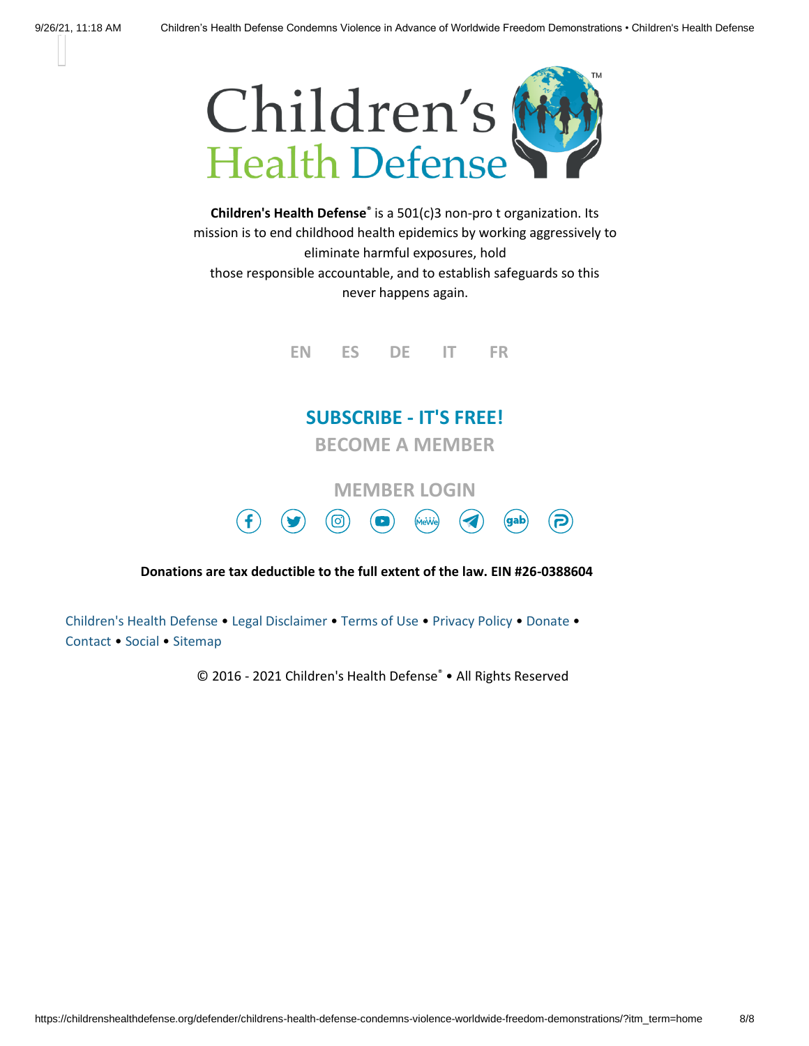**Children's Health Defense**® is a 501(c)3 non-pro t organization. Its mission is to end childhood health epidemics by working aggressively to eliminate harmful exposures, hold those responsible accountable, and to establish safeguards so this never happens again.

EN ES DE IT FR

**SUBSCRIBE - IT'S FREE!**

**BECOME A MEMBER**

**MEMBER LOGIN**

**Donations are tax deductible to the full extent of the law. EIN #26-0388604**

Children's Health Defense • Legal Disclaimer • Terms of Use • Privacy Policy • Donate • Contact • Social • Sitemap

© 2016 - 2021 Children's Health Defense® • All Rights Reserved